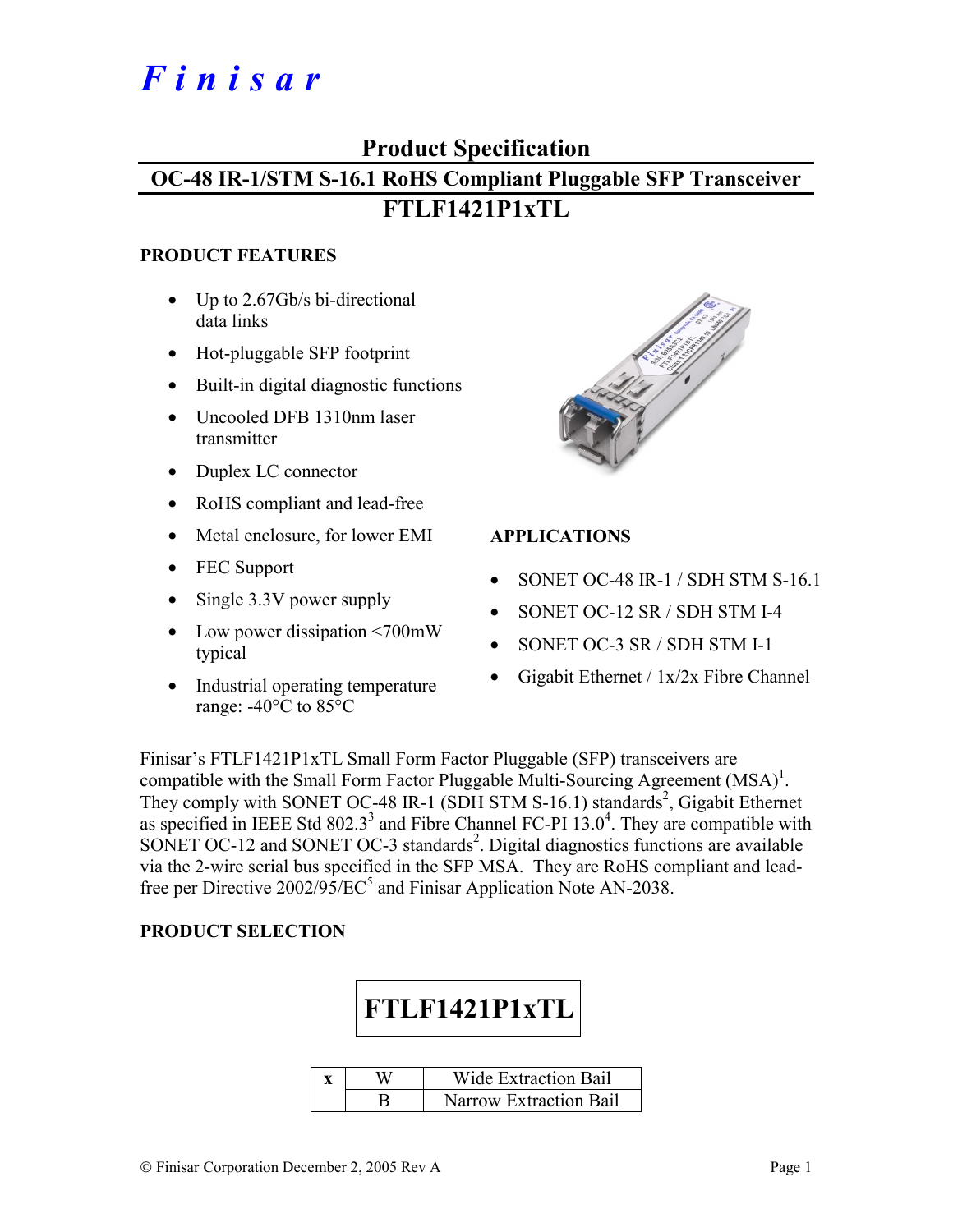# Finisar

## Product Specification

## OC-48 IR-1/STM S-16.1 RoHS Compliant Pluggable SFP Transceiver

## FTLF1421P1xTL

### PRODUCT FEATURES

- Up to 2.67Gb/s bi-directional data links
- Hot-pluggable SFP footprint
- Built-in digital diagnostic functions
- Uncooled DFB 1310nm laser transmitter
- Duplex LC connector
- RoHS compliant and lead-free
- Metal enclosure, for lower EMI
- FEC Support
- Single 3.3V power supply
- Low power dissipation <700mW typical
- Industrial operating temperature range: -40°C to 85°C

### APPLICATIONS

- SONET OC-48 IR-1 / SDH STM S-16.1
- SONET OC-12 SR / SDH STM I-4
- SONET OC-3 SR / SDH STM I-1
- Gigabit Ethernet / 1x/2x Fibre Channel

Finisar's FTLF1421P1xTL Small Form Factor Pluggable (SFP) transceivers are compatible with the Small Form Factor Pluggable Multi-Sourcing Agreement (MSA)[1]. They comply with SONET OC-48 IR-1 (SDH STM S-16.1) standards[2], Gigabit Ethernet as specified in IEEE Std 802.3[3] and Fibre Channel FC-PI 13.0[4]. They are compatible with SONET OC-12 and SONET OC-3 standards[2]. Digital diagnostics functions are available via the 2-wire serial bus specified in the SFP MSA. They are RoHS compliant and lead-free per Directive 2002/95/EC[5] and Finisar Application Note AN-2038.

### PRODUCT SELECTION

**FTLF1421P1xTL**

| x | W | Wide Extraction Bail |
|---|---|---|
| | B | Narrow Extraction Bail |

© Finisar Corporation December 2, 2005 Rev A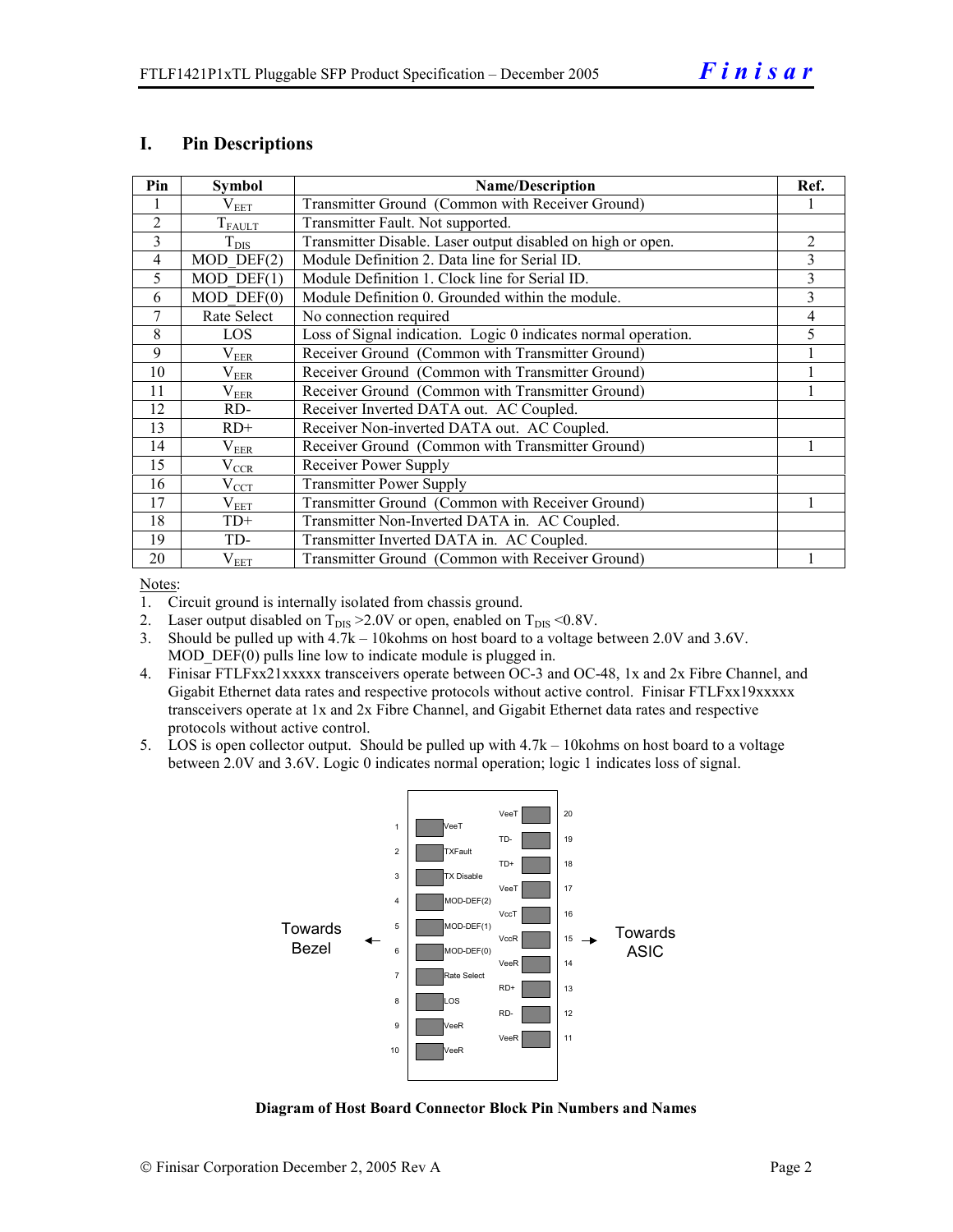## I. Pin Descriptions

| Pin | Symbol | Name/Description | Ref. |
|---|---|---|---|
| 1 | $V_{EET}$ | Transmitter Ground (Common with Receiver Ground) | 1 |
| 2 | $T_{FAULT}$ | Transmitter Fault. Not supported. | |
| 3 | $T_{DIS}$ | Transmitter Disable. Laser output disabled on high or open. | 2 |
| 4 | MOD_DEF(2) | Module Definition 2. Data line for Serial ID. | 3 |
| 5 | MOD_DEF(1) | Module Definition 1. Clock line for Serial ID. | 3 |
| 6 | MOD_DEF(0) | Module Definition 0. Grounded within the module. | 3 |
| 7 | Rate Select | No connection required | 4 |
| 8 | LOS | Loss of Signal indication. Logic 0 indicates normal operation. | 5 |
| 9 | $V_{EER}$ | Receiver Ground (Common with Transmitter Ground) | 1 |
| 10 | $V_{EER}$ | Receiver Ground (Common with Transmitter Ground) | 1 |
| 11 | $V_{EER}$ | Receiver Ground (Common with Transmitter Ground) | 1 |
| 12 | RD- | Receiver Inverted DATA out. AC Coupled. | |
| 13 | RD+ | Receiver Non-inverted DATA out. AC Coupled. | |
| 14 | $V_{EER}$ | Receiver Ground (Common with Transmitter Ground) | 1 |
| 15 | $V_{CCR}$ | Receiver Power Supply | |
| 16 | $V_{CCT}$ | Transmitter Power Supply | |
| 17 | $V_{EET}$ | Transmitter Ground (Common with Receiver Ground) | 1 |
| 18 | TD+ | Transmitter Non-Inverted DATA in. AC Coupled. | |
| 19 | TD- | Transmitter Inverted DATA in. AC Coupled. | |
| 20 | $V_{EET}$ | Transmitter Ground (Common with Receiver Ground) | 1 |

Notes:

1. Circuit ground is internally isolated from chassis ground.
2. Laser output disabled on $T_{DIS}$ >2.0V or open, enabled on $T_{DIS}$ <0.8V.
3. Should be pulled up with 4.7k – 10kohms on host board to a voltage between 2.0V and 3.6V. MOD_DEF(0) pulls line low to indicate module is plugged in.
4. Finisar FTLFxx21xxxxx transceivers operate between OC-3 and OC-48, 1x and 2x Fibre Channel, and Gigabit Ethernet data rates and respective protocols without active control. Finisar FTLFxx19xxxxx transceivers operate at 1x and 2x Fibre Channel, and Gigabit Ethernet data rates and respective protocols without active control.
5. LOS is open collector output. Should be pulled up with 4.7k – 10kohms on host board to a voltage between 2.0V and 3.6V. Logic 0 indicates normal operation; logic 1 indicates loss of signal.

Towards Bezel ← | → Towards ASIC

| Pin | Name | Pin | Name |
|---|---|---|---|
| 1 | VeeT | 20 | VeeT |
| 2 | TXFault | 19 | TD- |
| 3 | TX Disable | 18 | TD+ |
| 4 | MOD-DEF(2) | 17 | VeeT |
| 5 | MOD-DEF(1) | 16 | VccT |
| 6 | MOD-DEF(0) | 15 | VccR |
| 7 | Rate Select | 14 | VeeR |
| 8 | LOS | 13 | RD+ |
| 9 | VeeR | 12 | RD- |
| 10 | VeeR | 11 | VeeR |

**Diagram of Host Board Connector Block Pin Numbers and Names**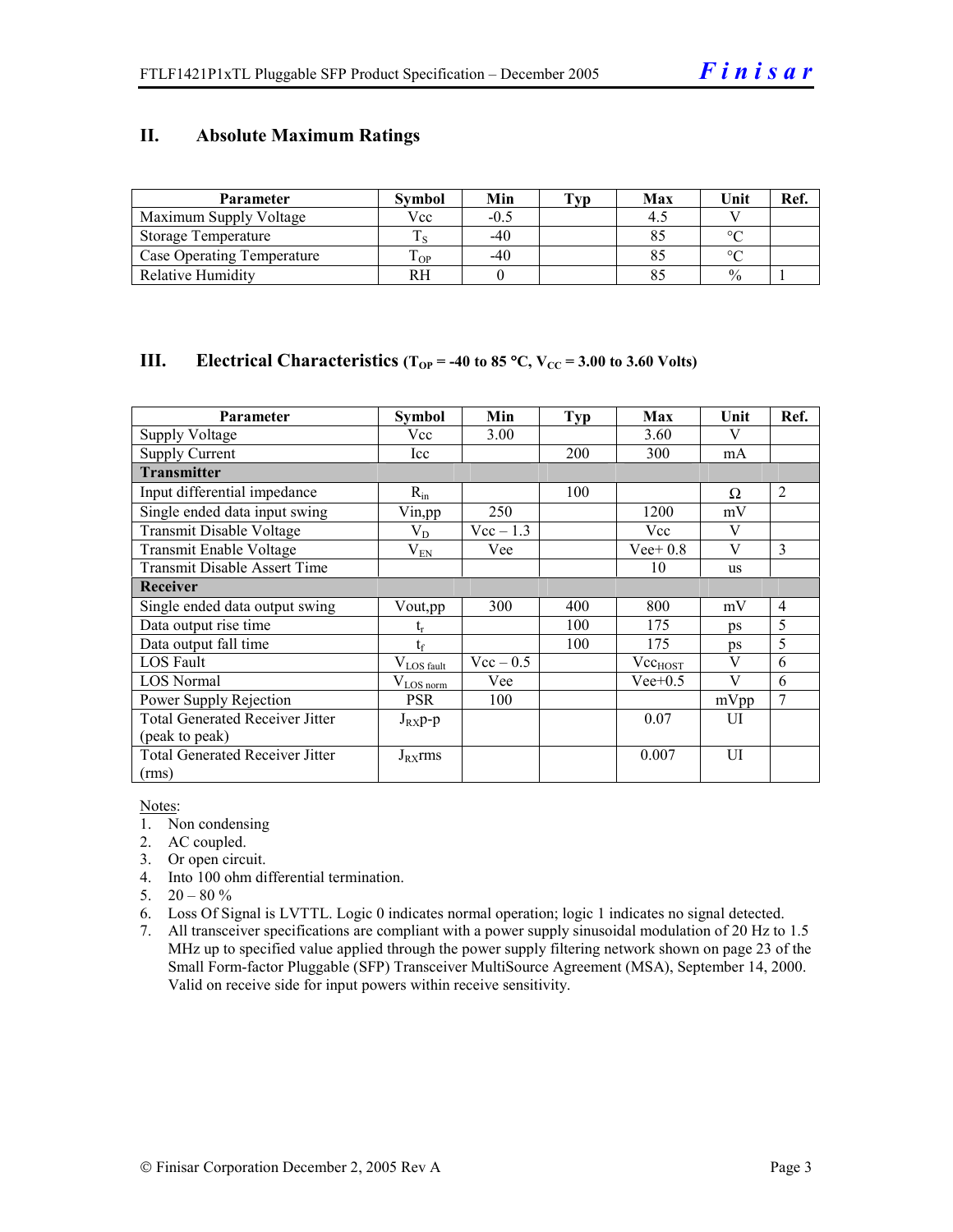## II. Absolute Maximum Ratings

| Parameter | Symbol | Min | Typ | Max | Unit | Ref. |
|---|---|---|---|---|---|---|
| Maximum Supply Voltage | Vcc | -0.5 | | 4.5 | V | |
| Storage Temperature | $T_S$ | -40 | | 85 | °C | |
| Case Operating Temperature | $T_{OP}$ | -40 | | 85 | °C | |
| Relative Humidity | RH | 0 | | 85 | % | 1 |

## III. Electrical Characteristics ($T_{OP}$ = -40 to 85 °C, $V_{CC}$ = 3.00 to 3.60 Volts)

| Parameter | Symbol | Min | Typ | Max | Unit | Ref. |
|---|---|---|---|---|---|---|
| Supply Voltage | Vcc | 3.00 | | 3.60 | V | |
| Supply Current | Icc | | 200 | 300 | mA | |
| **Transmitter** | | | | | | |
| Input differential impedance | $R_{in}$ | | 100 | | Ω | 2 |
| Single ended data input swing | Vin,pp | 250 | | 1200 | mV | |
| Transmit Disable Voltage | $V_D$ | Vcc – 1.3 | | Vcc | V | |
| Transmit Enable Voltage | $V_{EN}$ | Vee | | Vee+ 0.8 | V | 3 |
| Transmit Disable Assert Time | | | | 10 | us | |
| **Receiver** | | | | | | |
| Single ended data output swing | Vout,pp | 300 | 400 | 800 | mV | 4 |
| Data output rise time | $t_r$ | | 100 | 175 | ps | 5 |
| Data output fall time | $t_f$ | | 100 | 175 | ps | 5 |
| LOS Fault | $V_{LOS\ fault}$ | Vcc – 0.5 | | $Vcc_{HOST}$ | V | 6 |
| LOS Normal | $V_{LOS\ norm}$ | Vee | | Vee+0.5 | V | 6 |
| Power Supply Rejection | PSR | 100 | | | mVpp | 7 |
| Total Generated Receiver Jitter (peak to peak) | $J_{RX}$p-p | | | 0.07 | UI | |
| Total Generated Receiver Jitter (rms) | $J_{RX}$rms | | | 0.007 | UI | |

Notes:

1. Non condensing
2. AC coupled.
3. Or open circuit.
4. Into 100 ohm differential termination.
5. 20 – 80 %
6. Loss Of Signal is LVTTL. Logic 0 indicates normal operation; logic 1 indicates no signal detected.
7. All transceiver specifications are compliant with a power supply sinusoidal modulation of 20 Hz to 1.5 MHz up to specified value applied through the power supply filtering network shown on page 23 of the Small Form-factor Pluggable (SFP) Transceiver MultiSource Agreement (MSA), September 14, 2000. Valid on receive side for input powers within receive sensitivity.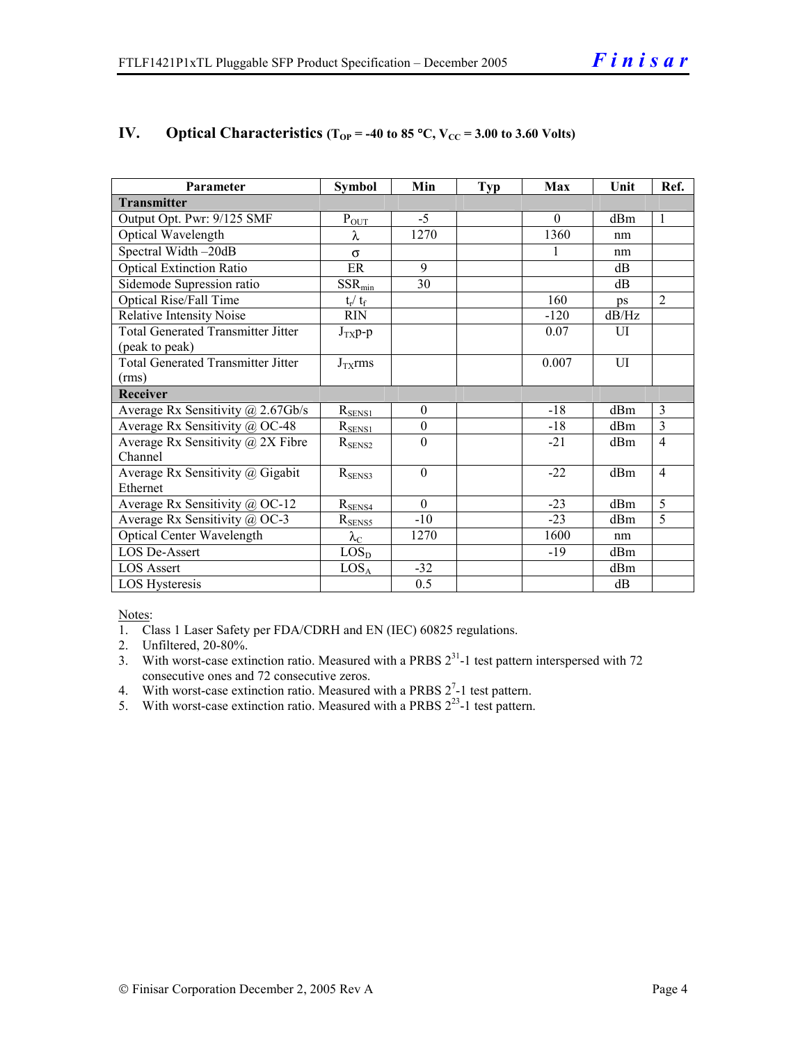## IV. Optical Characteristics ($T_{OP}$ = -40 to 85 °C, $V_{CC}$ = 3.00 to 3.60 Volts)

| Parameter | Symbol | Min | Typ | Max | Unit | Ref. |
|---|---|---|---|---|---|---|
| **Transmitter** | | | | | | |
| Output Opt. Pwr: 9/125 SMF | $P_{OUT}$ | -5 | | 0 | dBm | 1 |
| Optical Wavelength | $\lambda$ | 1270 | | 1360 | nm | |
| Spectral Width –20dB | $\sigma$ | | | 1 | nm | |
| Optical Extinction Ratio | ER | 9 | | | dB | |
| Sidemode Supression ratio | $SSR_{min}$ | 30 | | | dB | |
| Optical Rise/Fall Time | $t_r$/ $t_f$ | | | 160 | ps | 2 |
| Relative Intensity Noise | RIN | | | -120 | dB/Hz | |
| Total Generated Transmitter Jitter (peak to peak) | $J_{TX}$p-p | | | 0.07 | UI | |
| Total Generated Transmitter Jitter (rms) | $J_{TX}$rms | | | 0.007 | UI | |
| **Receiver** | | | | | | |
| Average Rx Sensitivity @ 2.67Gb/s | $R_{SENS1}$ | 0 | | -18 | dBm | 3 |
| Average Rx Sensitivity @ OC-48 | $R_{SENS1}$ | 0 | | -18 | dBm | 3 |
| Average Rx Sensitivity @ 2X Fibre Channel | $R_{SENS2}$ | 0 | | -21 | dBm | 4 |
| Average Rx Sensitivity @ Gigabit Ethernet | $R_{SENS3}$ | 0 | | -22 | dBm | 4 |
| Average Rx Sensitivity @ OC-12 | $R_{SENS4}$ | 0 | | -23 | dBm | 5 |
| Average Rx Sensitivity @ OC-3 | $R_{SENS5}$ | -10 | | -23 | dBm | 5 |
| Optical Center Wavelength | $\lambda_C$ | 1270 | | 1600 | nm | |
| LOS De-Assert | $LOS_D$ | | | -19 | dBm | |
| LOS Assert | $LOS_A$ | -32 | | | dBm | |
| LOS Hysteresis | | 0.5 | | | dB | |

Notes:

1. Class 1 Laser Safety per FDA/CDRH and EN (IEC) 60825 regulations.
2. Unfiltered, 20-80%.
3. With worst-case extinction ratio. Measured with a PRBS $2^{31}$-1 test pattern interspersed with 72 consecutive ones and 72 consecutive zeros.
4. With worst-case extinction ratio. Measured with a PRBS $2^{7}$-1 test pattern.
5. With worst-case extinction ratio. Measured with a PRBS $2^{23}$-1 test pattern.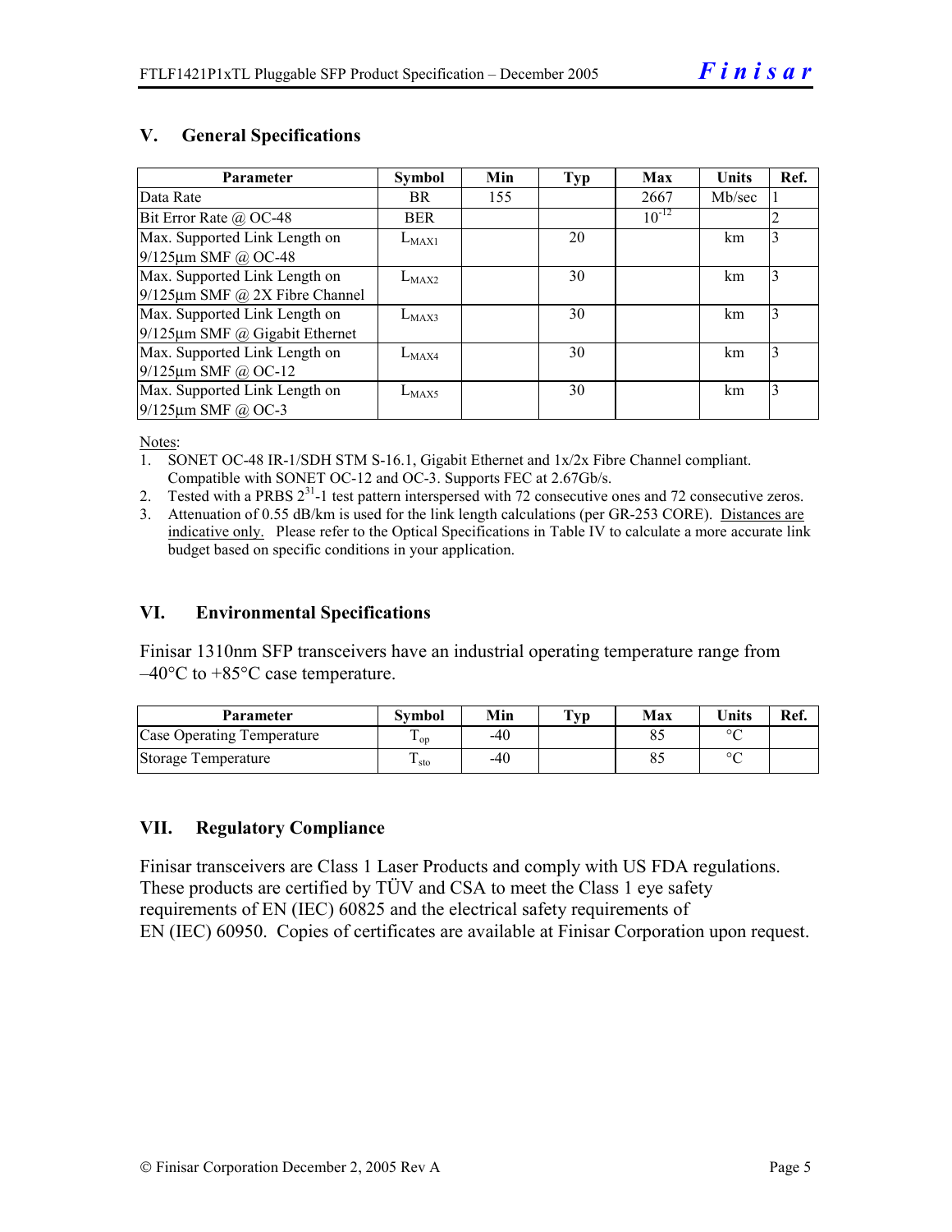## V. General Specifications

| Parameter | Symbol | Min | Typ | Max | Units | Ref. |
|---|---|---|---|---|---|---|
| Data Rate | BR | 155 | | 2667 | Mb/sec | 1 |
| Bit Error Rate @ OC-48 | BER | | | $10^{-12}$ | | 2 |
| Max. Supported Link Length on 9/125µm SMF @ OC-48 | $L_{MAX1}$ | | 20 | | km | 3 |
| Max. Supported Link Length on 9/125µm SMF @ 2X Fibre Channel | $L_{MAX2}$ | | 30 | | km | 3 |
| Max. Supported Link Length on 9/125µm SMF @ Gigabit Ethernet | $L_{MAX3}$ | | 30 | | km | 3 |
| Max. Supported Link Length on 9/125µm SMF @ OC-12 | $L_{MAX4}$ | | 30 | | km | 3 |
| Max. Supported Link Length on 9/125µm SMF @ OC-3 | $L_{MAX5}$ | | 30 | | km | 3 |

Notes:

1. SONET OC-48 IR-1/SDH STM S-16.1, Gigabit Ethernet and 1x/2x Fibre Channel compliant. Compatible with SONET OC-12 and OC-3. Supports FEC at 2.67Gb/s.
2. Tested with a PRBS $2^{31}$-1 test pattern interspersed with 72 consecutive ones and 72 consecutive zeros.
3. Attenuation of 0.55 dB/km is used for the link length calculations (per GR-253 CORE). Distances are indicative only. Please refer to the Optical Specifications in Table IV to calculate a more accurate link budget based on specific conditions in your application.

## VI. Environmental Specifications

Finisar 1310nm SFP transceivers have an industrial operating temperature range from –40°C to +85°C case temperature.

| Parameter | Symbol | Min | Typ | Max | Units | Ref. |
|---|---|---|---|---|---|---|
| Case Operating Temperature | $T_{op}$ | -40 | | 85 | °C | |
| Storage Temperature | $T_{sto}$ | -40 | | 85 | °C | |

## VII. Regulatory Compliance

Finisar transceivers are Class 1 Laser Products and comply with US FDA regulations. These products are certified by TÜV and CSA to meet the Class 1 eye safety requirements of EN (IEC) 60825 and the electrical safety requirements of EN (IEC) 60950. Copies of certificates are available at Finisar Corporation upon request.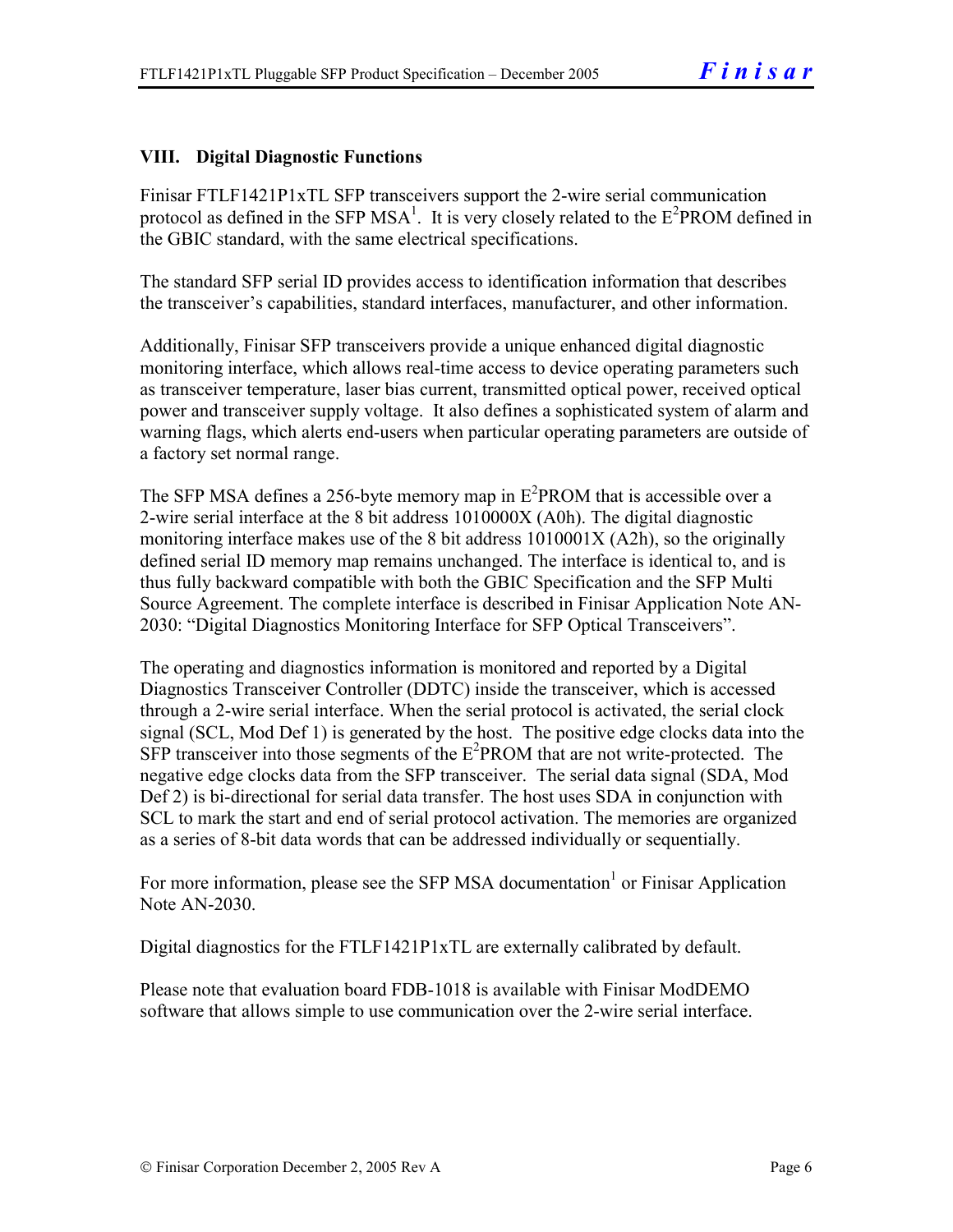## VIII. Digital Diagnostic Functions

Finisar FTLF1421P1xTL SFP transceivers support the 2-wire serial communication protocol as defined in the SFP MSA[1]. It is very closely related to the $E^2$PROM defined in the GBIC standard, with the same electrical specifications.

The standard SFP serial ID provides access to identification information that describes the transceiver's capabilities, standard interfaces, manufacturer, and other information.

Additionally, Finisar SFP transceivers provide a unique enhanced digital diagnostic monitoring interface, which allows real-time access to device operating parameters such as transceiver temperature, laser bias current, transmitted optical power, received optical power and transceiver supply voltage. It also defines a sophisticated system of alarm and warning flags, which alerts end-users when particular operating parameters are outside of a factory set normal range.

The SFP MSA defines a 256-byte memory map in $E^2$PROM that is accessible over a 2-wire serial interface at the 8 bit address 1010000X (A0h). The digital diagnostic monitoring interface makes use of the 8 bit address 1010001X (A2h), so the originally defined serial ID memory map remains unchanged. The interface is identical to, and is thus fully backward compatible with both the GBIC Specification and the SFP Multi Source Agreement. The complete interface is described in Finisar Application Note AN-2030: "Digital Diagnostics Monitoring Interface for SFP Optical Transceivers".

The operating and diagnostics information is monitored and reported by a Digital Diagnostics Transceiver Controller (DDTC) inside the transceiver, which is accessed through a 2-wire serial interface. When the serial protocol is activated, the serial clock signal (SCL, Mod Def 1) is generated by the host. The positive edge clocks data into the SFP transceiver into those segments of the $E^2$PROM that are not write-protected. The negative edge clocks data from the SFP transceiver. The serial data signal (SDA, Mod Def 2) is bi-directional for serial data transfer. The host uses SDA in conjunction with SCL to mark the start and end of serial protocol activation. The memories are organized as a series of 8-bit data words that can be addressed individually or sequentially.

For more information, please see the SFP MSA documentation[1] or Finisar Application Note AN-2030.

Digital diagnostics for the FTLF1421P1xTL are externally calibrated by default.

Please note that evaluation board FDB-1018 is available with Finisar ModDEMO software that allows simple to use communication over the 2-wire serial interface.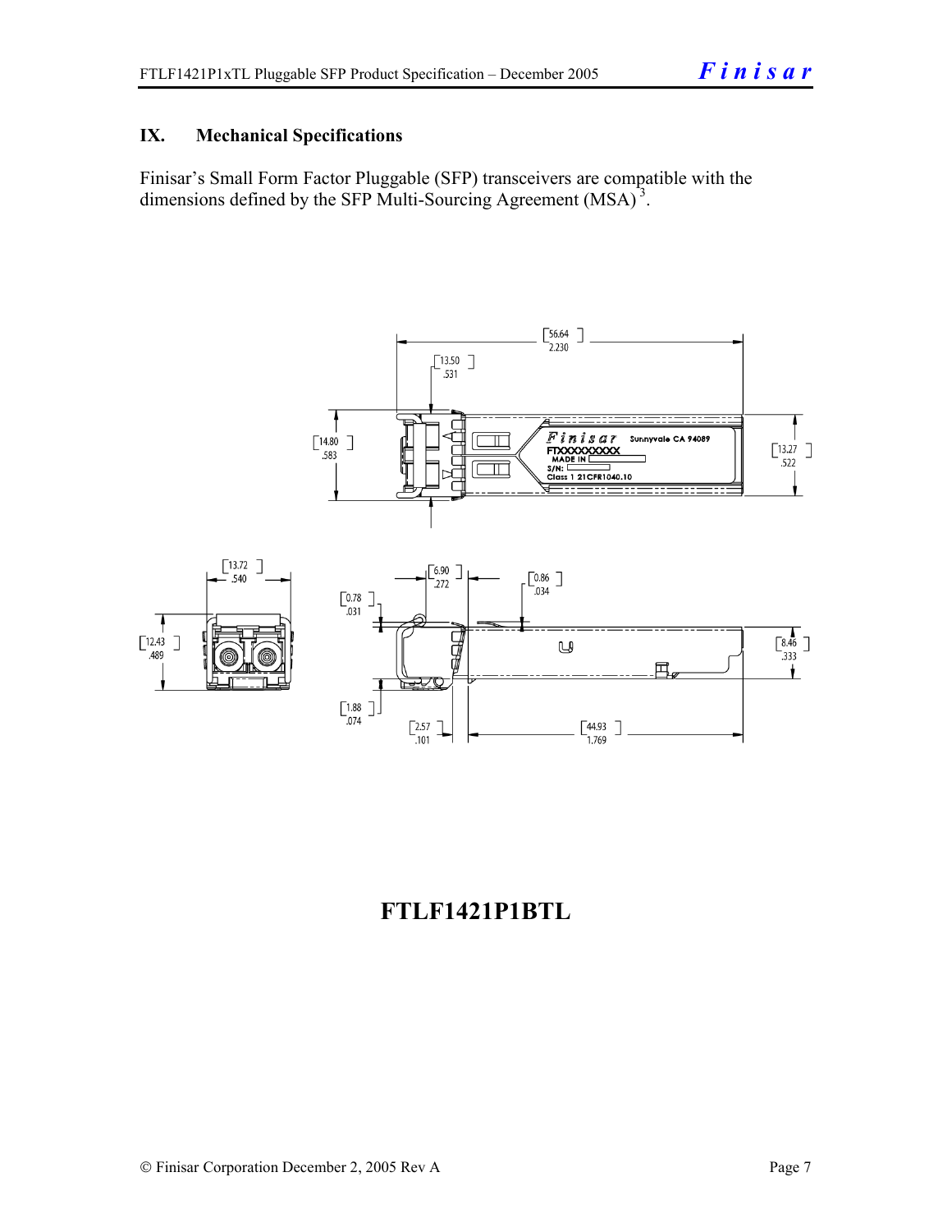## IX. Mechanical Specifications

Finisar's Small Form Factor Pluggable (SFP) transceivers are compatible with the dimensions defined by the SFP Multi-Sourcing Agreement (MSA)[3].

**FTLF1421P1BTL**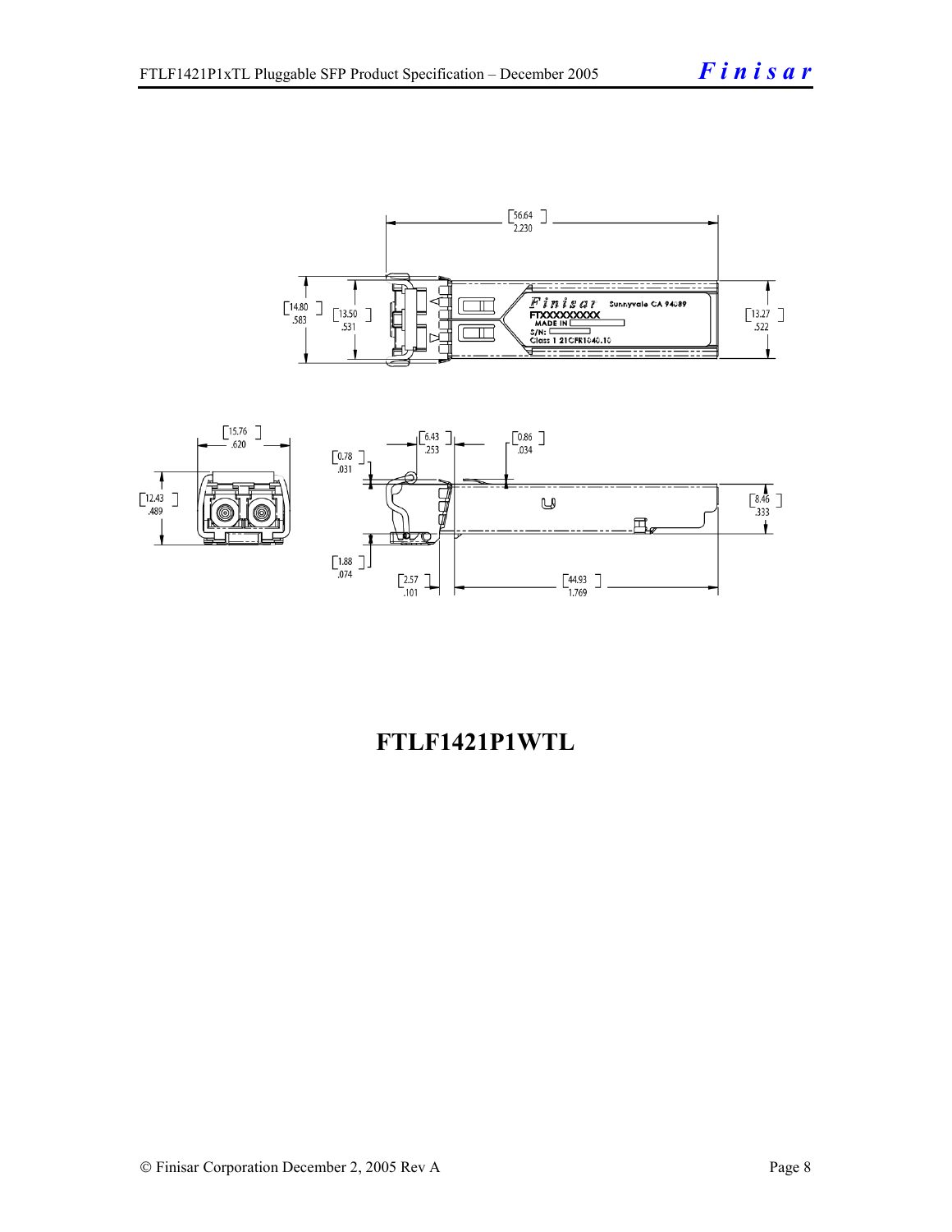**FTLF1421P1WTL**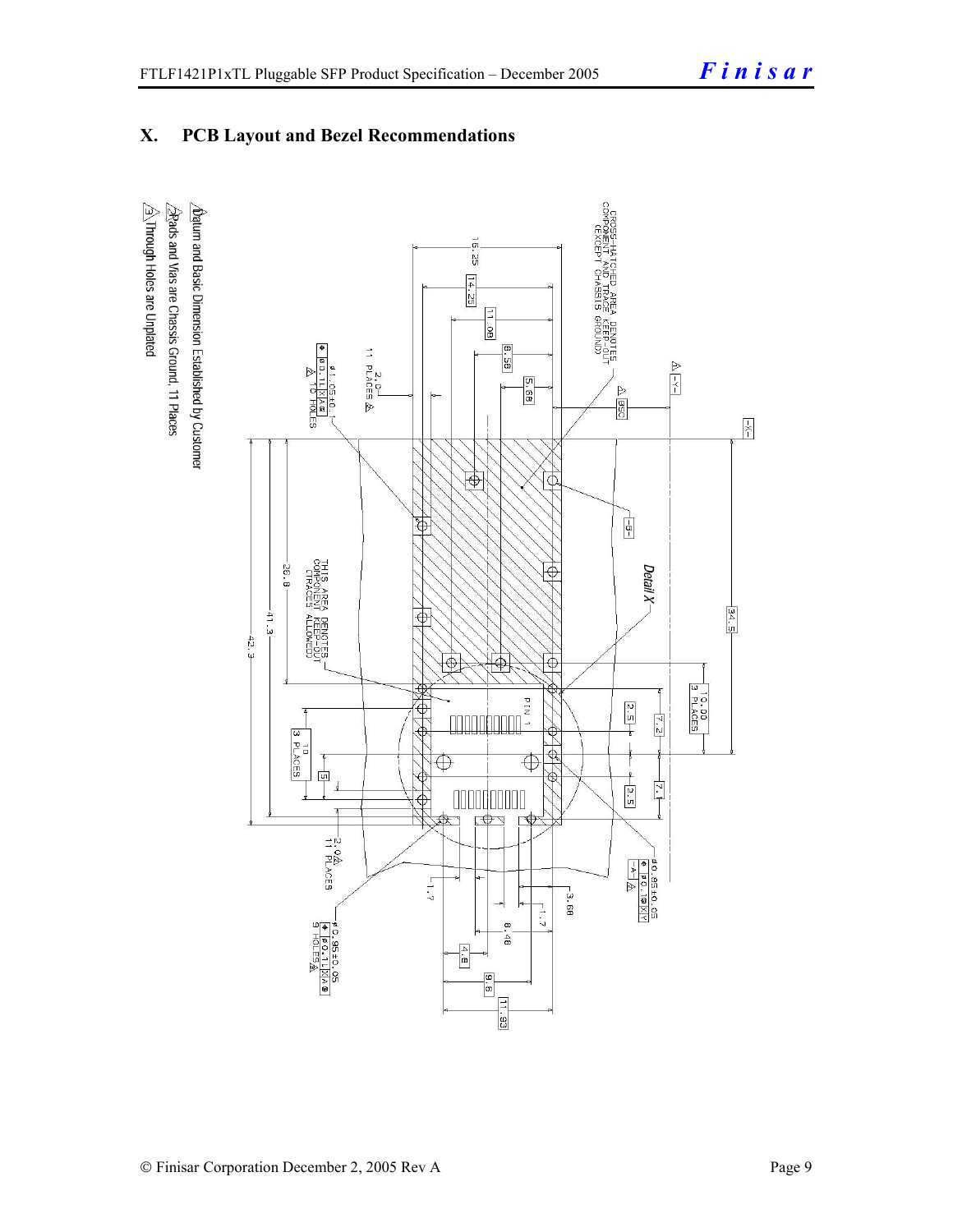# X. PCB Layout and Bezel Recommendations

⚠1 Datum and Basic Dimension Established by Customer

⚠2 Pads and Vias are Chassis Ground, 11 Places

⚠3 Through Holes are Unplated

CROSS-HATCHED AREA DENOTES COMPONENT AND TRACE KEEP-OUT (EXCEPT CHASSIS GROUND)

THIS AREA DENOTES COMPONENT KEEP-OUT (TRACES ALLOWED)

Detail X

PIN 1

16.25, 14.25, 11.08, 8.58, 5.68, 2.0 11 PLACES ⚠2, ⚠1 -Y-, ⚠1 BSC, -X-, -B-, 34.5, 10.00 3 PLACES, 2.5, 7.2, 2.5, 7.1, ø1.05±0.1 ⌖ ø0.1 X A ⚠3 16 HOLES, 26.8, 41.3, 42.3, 10 3 PLACES, 5, 2.0 11 PLACES ⚠2, ø0.85±0.05 ⌖ ø0.1 X Y, -A- ⚠1, 1.7, 3.68, 1.7, 8.48, 4.8, 9.6, 11.93, ø0.95±0.05 ⌖ ø0.1 X A 9 HOLES ⚠3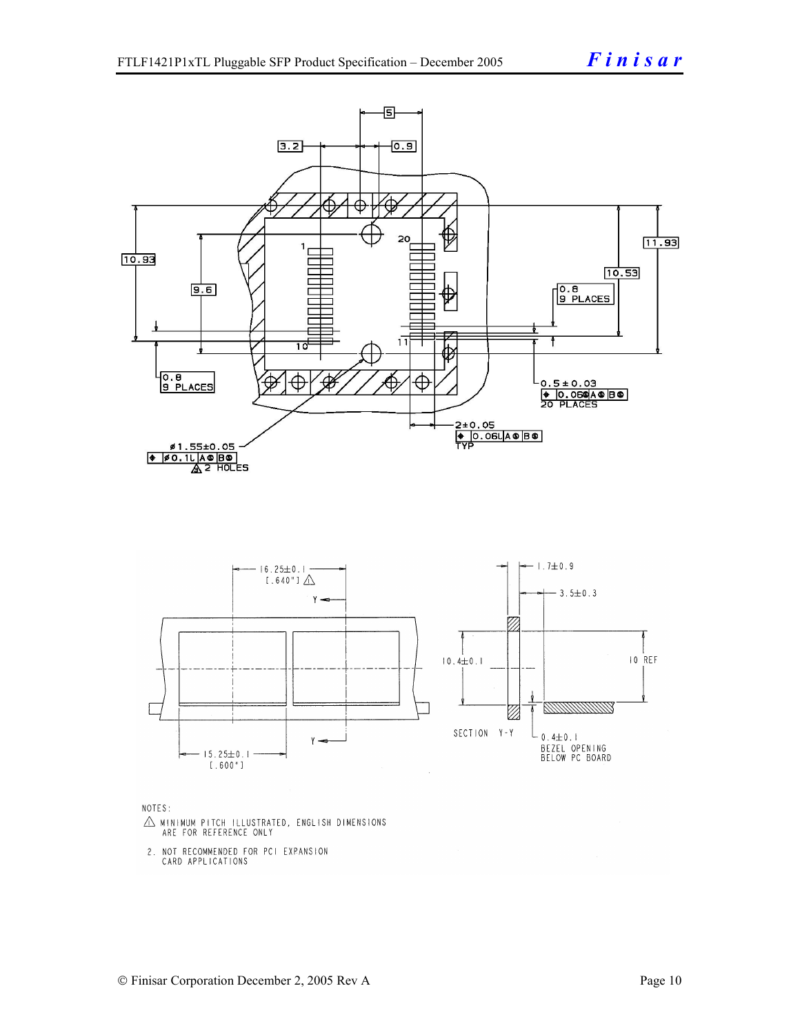NOTES:

1. MINIMUM PITCH ILLUSTRATED, ENGLISH DIMENSIONS ARE FOR REFERENCE ONLY

2. NOT RECOMMENDED FOR PCI EXPANSION CARD APPLICATIONS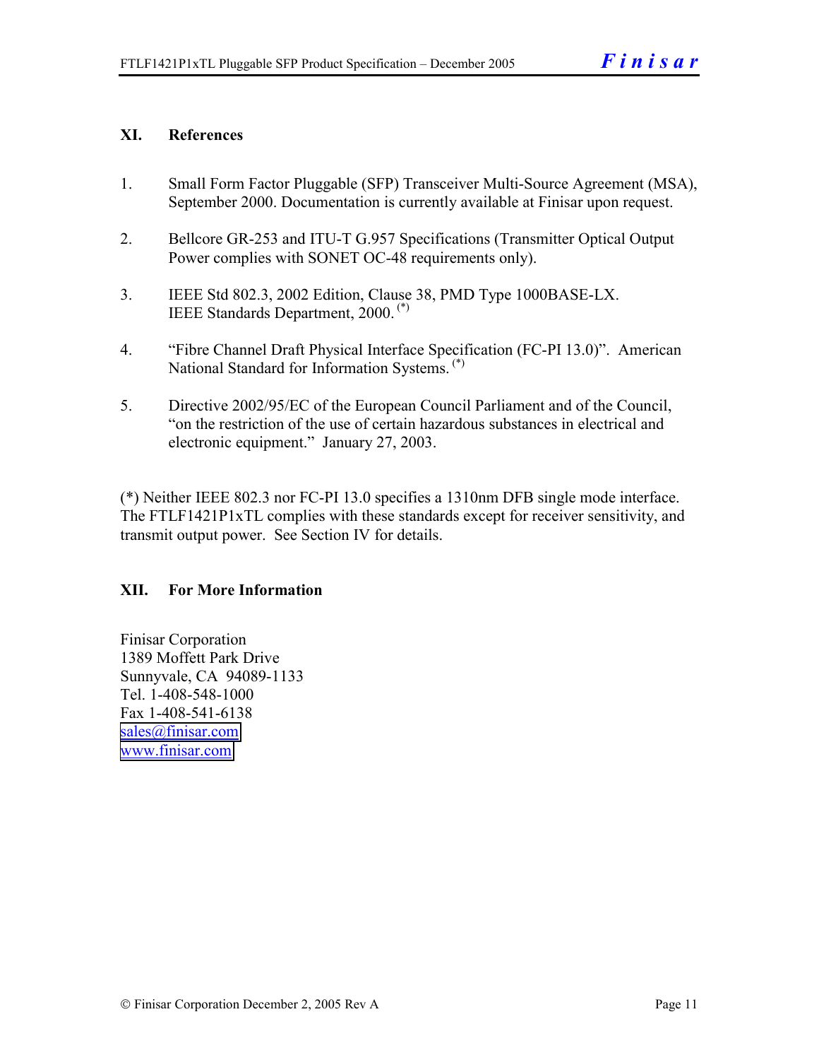## XI. References

1. Small Form Factor Pluggable (SFP) Transceiver Multi-Source Agreement (MSA), September 2000. Documentation is currently available at Finisar upon request.

2. Bellcore GR-253 and ITU-T G.957 Specifications (Transmitter Optical Output Power complies with SONET OC-48 requirements only).

3. IEEE Std 802.3, 2002 Edition, Clause 38, PMD Type 1000BASE-LX. IEEE Standards Department, 2000. (*)

4. "Fibre Channel Draft Physical Interface Specification (FC-PI 13.0)". American National Standard for Information Systems. (*)

5. Directive 2002/95/EC of the European Council Parliament and of the Council, "on the restriction of the use of certain hazardous substances in electrical and electronic equipment." January 27, 2003.

(*) Neither IEEE 802.3 nor FC-PI 13.0 specifies a 1310nm DFB single mode interface. The FTLF1421P1xTL complies with these standards except for receiver sensitivity, and transmit output power. See Section IV for details.

## XII. For More Information

Finisar Corporation
1389 Moffett Park Drive
Sunnyvale, CA 94089-1133
Tel. 1-408-548-1000
Fax 1-408-541-6138
sales@finisar.com
www.finisar.com

© Finisar Corporation December 2, 2005 Rev A